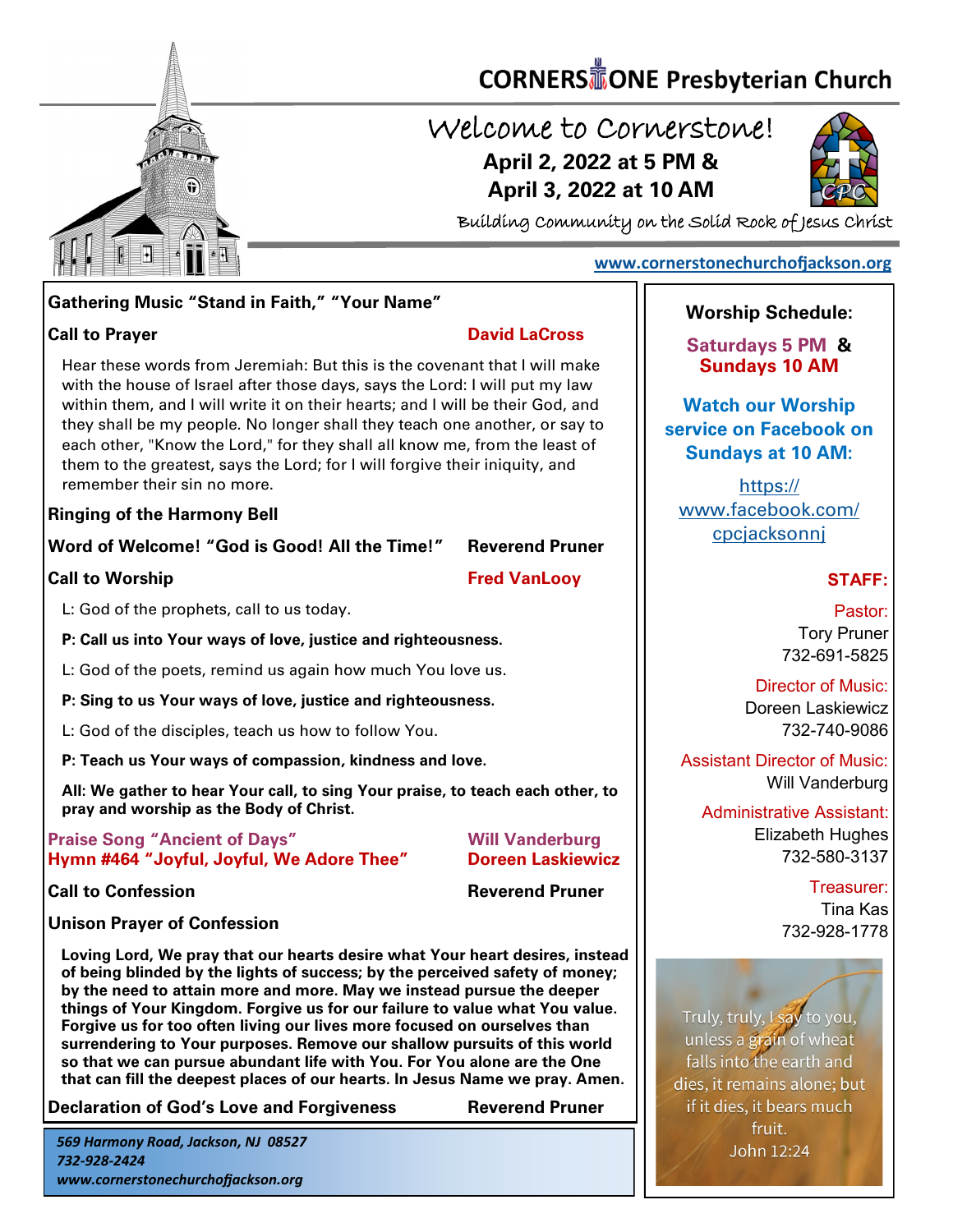# CORNERSTONE Presbyterian Church

## Welcome to Cornerstone!

**April 2, 2022 at 5 PM &**
**April 3, 2022 at 10 AM**

Building Community on the Solid Rock of Jesus Christ

www.cornerstonechurchofjackson.org

**Gathering Music "Stand in Faith," "Your Name"**

**Call to Prayer** — **David LaCross**

Hear these words from Jeremiah: But this is the covenant that I will make with the house of Israel after those days, says the Lord: I will put my law within them, and I will write it on their hearts; and I will be their God, and they shall be my people. No longer shall they teach one another, or say to each other, "Know the Lord," for they shall all know me, from the least of them to the greatest, says the Lord; for I will forgive their iniquity, and remember their sin no more.

**Ringing of the Harmony Bell**

**Word of Welcome! "God is Good! All the Time!"** — **Reverend Pruner**

**Call to Worship** — **Fred VanLooy**

L: God of the prophets, call to us today.

**P: Call us into Your ways of love, justice and righteousness.**

L: God of the poets, remind us again how much You love us.

**P: Sing to us Your ways of love, justice and righteousness.**

L: God of the disciples, teach us how to follow You.

**P: Teach us Your ways of compassion, kindness and love.**

**All: We gather to hear Your call, to sing Your praise, to teach each other, to pray and worship as the Body of Christ.**

**Praise Song "Ancient of Days"** — **Will Vanderburg**
**Hymn #464 "Joyful, Joyful, We Adore Thee"** — **Doreen Laskiewicz**

**Call to Confession** — **Reverend Pruner**

**Unison Prayer of Confession**

**Loving Lord, We pray that our hearts desire what Your heart desires, instead of being blinded by the lights of success; by the perceived safety of money; by the need to attain more and more. May we instead pursue the deeper things of Your Kingdom. Forgive us for our failure to value what You value. Forgive us for too often living our lives more focused on ourselves than surrendering to Your purposes. Remove our shallow pursuits of this world so that we can pursue abundant life with You. For You alone are the One that can fill the deepest places of our hearts. In Jesus Name we pray. Amen.**

**Declaration of God's Love and Forgiveness** — **Reverend Pruner**

*569 Harmony Road, Jackson, NJ 08527*
*732-928-2424*
*www.cornerstonechurchofjackson.org*

---

**Worship Schedule:**

**Saturdays 5 PM &**
**Sundays 10 AM**

**Watch our Worship service on Facebook on Sundays at 10 AM:**

https://www.facebook.com/cpcjacksonnj

**STAFF:**

Pastor:
Tory Pruner
732-691-5825

Director of Music:
Doreen Laskiewicz
732-740-9086

Assistant Director of Music:
Will Vanderburg

Administrative Assistant:
Elizabeth Hughes
732-580-3137

Treasurer:
Tina Kas
732-928-1778

Truly, truly, I say to you, unless a grain of wheat falls into the earth and dies, it remains alone; but if it dies, it bears much fruit.
John 12:24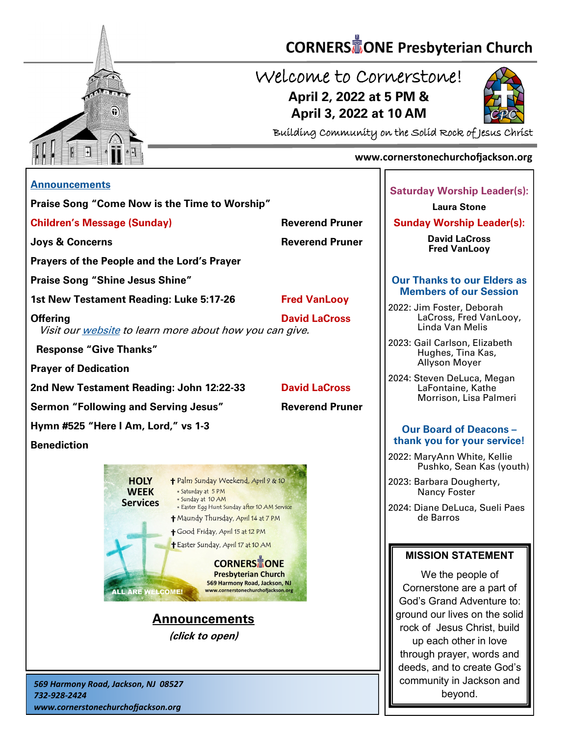# CORNERSTONE Presbyterian Church

## Welcome to Cornerstone!

**April 2, 2022 at 5 PM &**
**April 3, 2022 at 10 AM**

Building Community on the Solid Rock of Jesus Christ

www.cornerstonechurchofjackson.org

### Announcements

**Praise Song "Come Now is the Time to Worship"**

**Children's Message (Sunday)** — **Reverend Pruner**

**Joys & Concerns** — **Reverend Pruner**

**Prayers of the People and the Lord's Prayer**

**Praise Song "Shine Jesus Shine"**

**1st New Testament Reading: Luke 5:17-26** — **Fred VanLooy**

**Offering** — **David LaCross**
*Visit our website to learn more about how you can give.*

**Response "Give Thanks"**

**Prayer of Dedication**

**2nd New Testament Reading: John 12:22-33** — **David LaCross**

**Sermon "Following and Serving Jesus"** — **Reverend Pruner**

**Hymn #525 "Here I Am, Lord," vs 1-3**

**Benediction**

**HOLY WEEK Services**

- † Palm Sunday Weekend, April 9 & 10
  - Saturday at 5 PM
  - Sunday at 10 AM
  - Easter Egg Hunt Sunday after 10 AM Service
- † Maundy Thursday, April 14 at 7 PM
- † Good Friday, April 15 at 12 PM
- † Easter Sunday, April 17 at 10 AM

CORNERSTONE Presbyterian Church
569 Harmony Road, Jackson, NJ
www.cornerstonechurchofjackson.org

ALL ARE WELCOME!

## Announcements

***(click to open)***

*569 Harmony Road, Jackson, NJ 08527*
*732-928-2424*
*www.cornerstonechurchofjackson.org*

**Saturday Worship Leader(s):**

**Laura Stone**

**Sunday Worship Leader(s):**

**David LaCross**
**Fred VanLooy**

**Our Thanks to our Elders as Members of our Session**

2022: Jim Foster, Deborah LaCross, Fred VanLooy, Linda Van Melis

2023: Gail Carlson, Elizabeth Hughes, Tina Kas, Allyson Moyer

2024: Steven DeLuca, Megan LaFontaine, Kathe Morrison, Lisa Palmeri

**Our Board of Deacons – thank you for your service!**

2022: MaryAnn White, Kellie Pushko, Sean Kas (youth)

2023: Barbara Dougherty, Nancy Foster

2024: Diane DeLuca, Sueli Paes de Barros

**MISSION STATEMENT**

We the people of Cornerstone are a part of God's Grand Adventure to: ground our lives on the solid rock of Jesus Christ, build up each other in love through prayer, words and deeds, and to create God's community in Jackson and beyond.